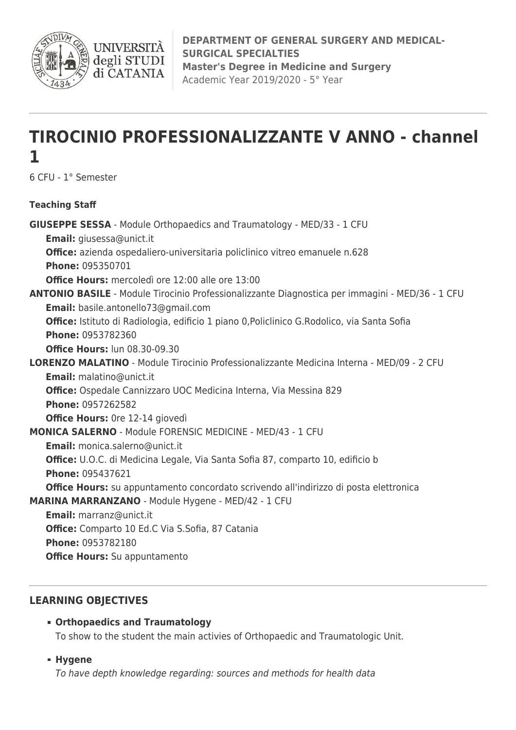**DEPARTMENT OF GENERAL SURGERY AND MEDICAL-SURGICAL SPECIALTIES**
**Master's Degree in Medicine and Surgery**
Academic Year 2019/2020 - 5° Year

# TIROCINIO PROFESSIONALIZZANTE V ANNO - channel 1

6 CFU - 1° Semester

**Teaching Staff**

**GIUSEPPE SESSA** - Module Orthopaedics and Traumatology - MED/33 - 1 CFU
- **Email:** giusessa@unict.it
- **Office:** azienda ospedaliero-universitaria policlinico vitreo emanuele n.628
- **Phone:** 095350701
- **Office Hours:** mercoledì ore 12:00 alle ore 13:00

**ANTONIO BASILE** - Module Tirocinio Professionalizzante Diagnostica per immagini - MED/36 - 1 CFU
- **Email:** basile.antonello73@gmail.com
- **Office:** Istituto di Radiologia, edificio 1 piano 0,Policlinico G.Rodolico, via Santa Sofia
- **Phone:** 0953782360
- **Office Hours:** lun 08.30-09.30

**LORENZO MALATINO** - Module Tirocinio Professionalizzante Medicina Interna - MED/09 - 2 CFU
- **Email:** malatino@unict.it
- **Office:** Ospedale Cannizzaro UOC Medicina Interna, Via Messina 829
- **Phone:** 0957262582
- **Office Hours:** 0re 12-14 giovedì

**MONICA SALERNO** - Module FORENSIC MEDICINE - MED/43 - 1 CFU
- **Email:** monica.salerno@unict.it
- **Office:** U.O.C. di Medicina Legale, Via Santa Sofia 87, comparto 10, edificio b
- **Phone:** 095437621
- **Office Hours:** su appuntamento concordato scrivendo all'indirizzo di posta elettronica

**MARINA MARRANZANO** - Module Hygene - MED/42 - 1 CFU
- **Email:** marranz@unict.it
- **Office:** Comparto 10 Ed.C Via S.Sofia, 87 Catania
- **Phone:** 0953782180
- **Office Hours:** Su appuntamento

## LEARNING OBJECTIVES

- **Orthopaedics and Traumatology**
  To show to the student the main activies of Orthopaedic and Traumatologic Unit.
- **Hygene**
  *To have depth knowledge regarding: sources and methods for health data*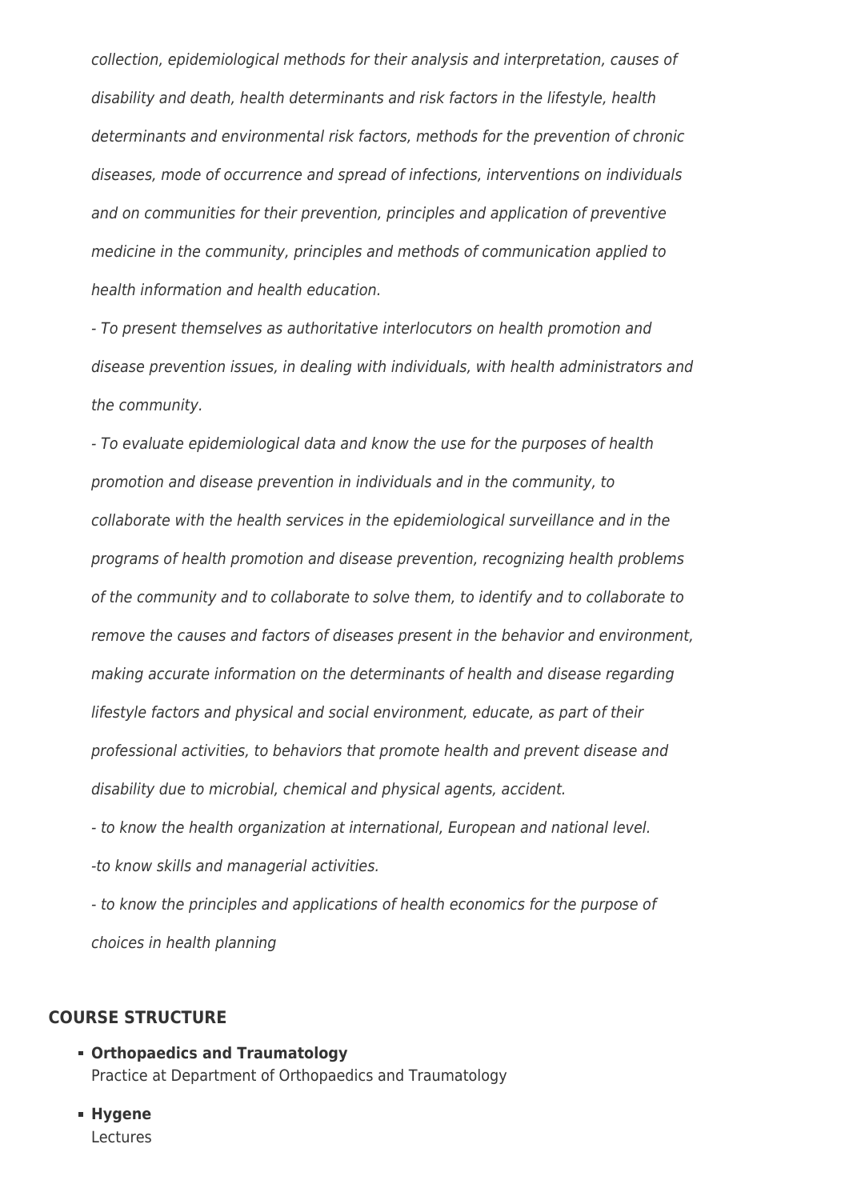*collection, epidemiological methods for their analysis and interpretation, causes of disability and death, health determinants and risk factors in the lifestyle, health determinants and environmental risk factors, methods for the prevention of chronic diseases, mode of occurrence and spread of infections, interventions on individuals and on communities for their prevention, principles and application of preventive medicine in the community, principles and methods of communication applied to health information and health education.*

*- To present themselves as authoritative interlocutors on health promotion and disease prevention issues, in dealing with individuals, with health administrators and the community.*

*- To evaluate epidemiological data and know the use for the purposes of health promotion and disease prevention in individuals and in the community, to collaborate with the health services in the epidemiological surveillance and in the programs of health promotion and disease prevention, recognizing health problems of the community and to collaborate to solve them, to identify and to collaborate to remove the causes and factors of diseases present in the behavior and environment, making accurate information on the determinants of health and disease regarding lifestyle factors and physical and social environment, educate, as part of their professional activities, to behaviors that promote health and prevent disease and disability due to microbial, chemical and physical agents, accident.*

*- to know the health organization at international, European and national level.*

*-to know skills and managerial activities.*

*- to know the principles and applications of health economics for the purpose of choices in health planning*

## COURSE STRUCTURE

- **Orthopaedics and Traumatology**
  Practice at Department of Orthopaedics and Traumatology
- **Hygene**
  Lectures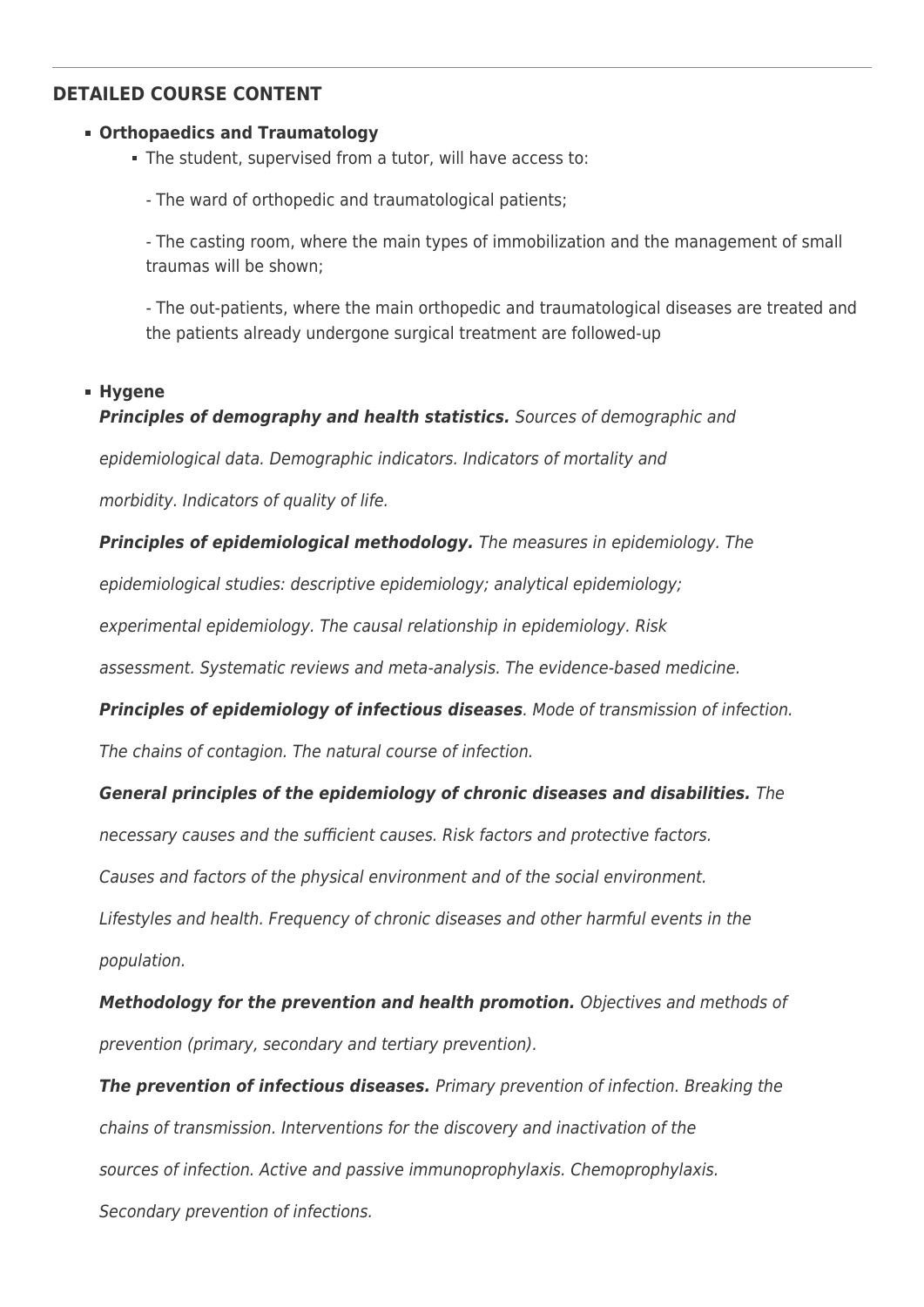## DETAILED COURSE CONTENT

- **Orthopaedics and Traumatology**
  - The student, supervised from a tutor, will have access to:

    - The ward of orthopedic and traumatological patients;

    - The casting room, where the main types of immobilization and the management of small traumas will be shown;

    - The out-patients, where the main orthopedic and traumatological diseases are treated and the patients already undergone surgical treatment are followed-up

- **Hygene**

  ***Principles of demography and health statistics.*** *Sources of demographic and epidemiological data. Demographic indicators. Indicators of mortality and morbidity. Indicators of quality of life.*

  ***Principles of epidemiological methodology.*** *The measures in epidemiology. The epidemiological studies: descriptive epidemiology; analytical epidemiology; experimental epidemiology. The causal relationship in epidemiology. Risk assessment. Systematic reviews and meta-analysis. The evidence-based medicine.*

  ***Principles of epidemiology of infectious diseases****. Mode of transmission of infection. The chains of contagion. The natural course of infection.*

  ***General principles of the epidemiology of chronic diseases and disabilities.*** *The necessary causes and the sufficient causes. Risk factors and protective factors. Causes and factors of the physical environment and of the social environment. Lifestyles and health. Frequency of chronic diseases and other harmful events in the population.*

  ***Methodology for the prevention and health promotion.*** *Objectives and methods of prevention (primary, secondary and tertiary prevention).*

  ***The prevention of infectious diseases.*** *Primary prevention of infection. Breaking the chains of transmission. Interventions for the discovery and inactivation of the sources of infection. Active and passive immunoprophylaxis. Chemoprophylaxis. Secondary prevention of infections.*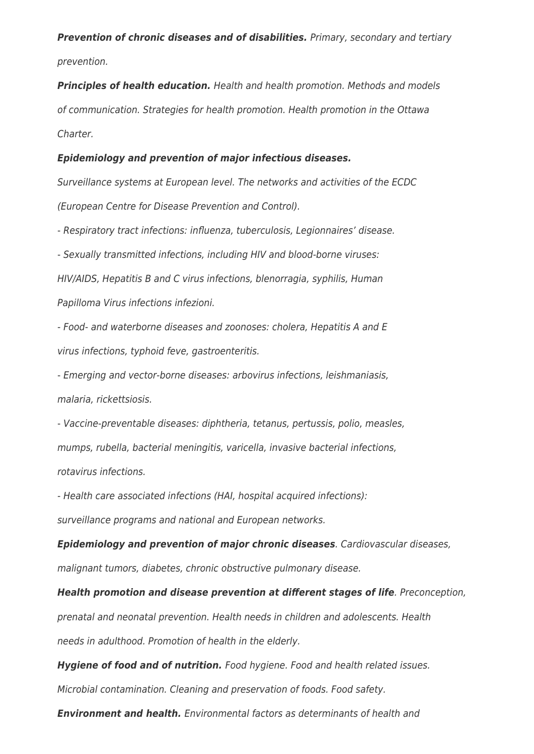***Prevention of chronic diseases and of disabilities.*** *Primary, secondary and tertiary prevention.*

***Principles of health education.*** *Health and health promotion. Methods and models of communication. Strategies for health promotion. Health promotion in the Ottawa Charter.*

***Epidemiology and prevention of major infectious diseases.***

*Surveillance systems at European level. The networks and activities of the ECDC (European Centre for Disease Prevention and Control).*

*- Respiratory tract infections: influenza, tuberculosis, Legionnaires' disease.*

*- Sexually transmitted infections, including HIV and blood-borne viruses: HIV/AIDS, Hepatitis B and C virus infections, blenorragia, syphilis, Human Papilloma Virus infections infezioni.*

*- Food- and waterborne diseases and zoonoses: cholera, Hepatitis A and E virus infections, typhoid feve, gastroenteritis.*

*- Emerging and vector-borne diseases: arbovirus infections, leishmaniasis, malaria, rickettsiosis.*

*- Vaccine-preventable diseases: diphtheria, tetanus, pertussis, polio, measles, mumps, rubella, bacterial meningitis, varicella, invasive bacterial infections, rotavirus infections.*

*- Health care associated infections (HAI, hospital acquired infections): surveillance programs and national and European networks.*

***Epidemiology and prevention of major chronic diseases****. Cardiovascular diseases, malignant tumors, diabetes, chronic obstructive pulmonary disease.*

***Health promotion and disease prevention at different stages of life****. Preconception, prenatal and neonatal prevention. Health needs in children and adolescents. Health needs in adulthood. Promotion of health in the elderly.*

***Hygiene of food and of nutrition.*** *Food hygiene. Food and health related issues. Microbial contamination. Cleaning and preservation of foods. Food safety.*

***Environment and health.*** *Environmental factors as determinants of health and*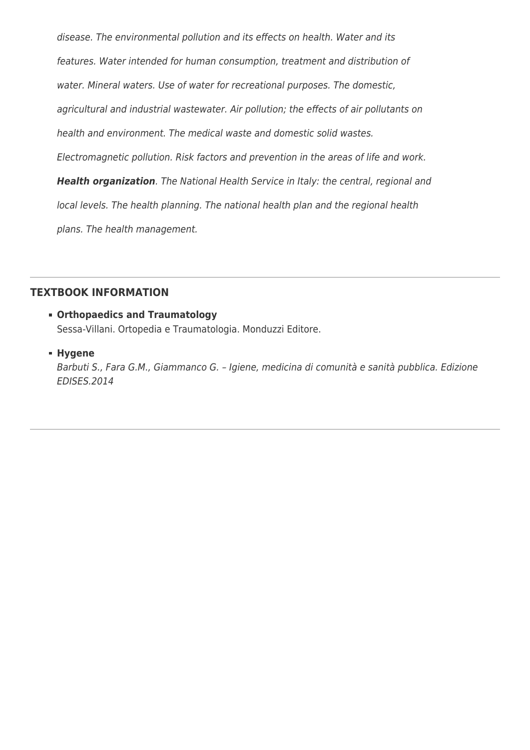*disease. The environmental pollution and its effects on health. Water and its features. Water intended for human consumption, treatment and distribution of water. Mineral waters. Use of water for recreational purposes. The domestic, agricultural and industrial wastewater. Air pollution; the effects of air pollutants on health and environment. The medical waste and domestic solid wastes. Electromagnetic pollution. Risk factors and prevention in the areas of life and work.*

***Health organization**. The National Health Service in Italy: the central, regional and local levels. The health planning. The national health plan and the regional health plans. The health management.*

---

## TEXTBOOK INFORMATION

- **Orthopaedics and Traumatology**
  Sessa-Villani. Ortopedia e Traumatologia. Monduzzi Editore.
- **Hygene**
  *Barbuti S., Fara G.M., Giammanco G. – Igiene, medicina di comunità e sanità pubblica. Edizione EDISES.2014*

---